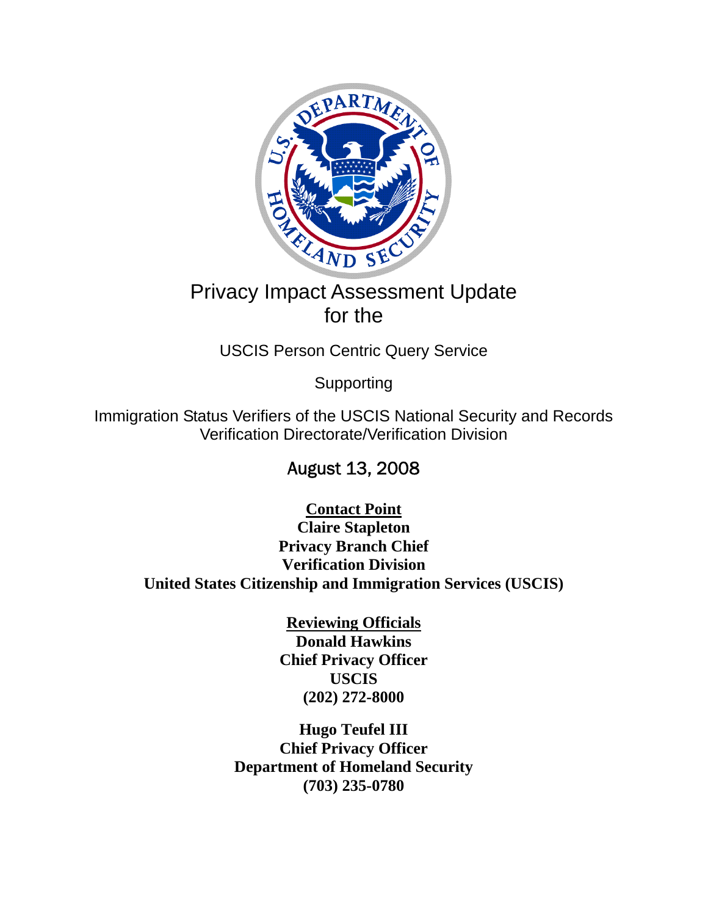# Privacy Impact Assessment Update for the

USCIS Person Centric Query Service

Supporting

Immigration Status Verifiers of the USCIS National Security and Records Verification Directorate/Verification Division

August 13, 2008

**Contact Point**
**Claire Stapleton**
**Privacy Branch Chief**
**Verification Division**
**United States Citizenship and Immigration Services (USCIS)**

**Reviewing Officials**
**Donald Hawkins**
**Chief Privacy Officer**
**USCIS**
**(202) 272-8000**

**Hugo Teufel III**
**Chief Privacy Officer**
**Department of Homeland Security**
**(703) 235-0780**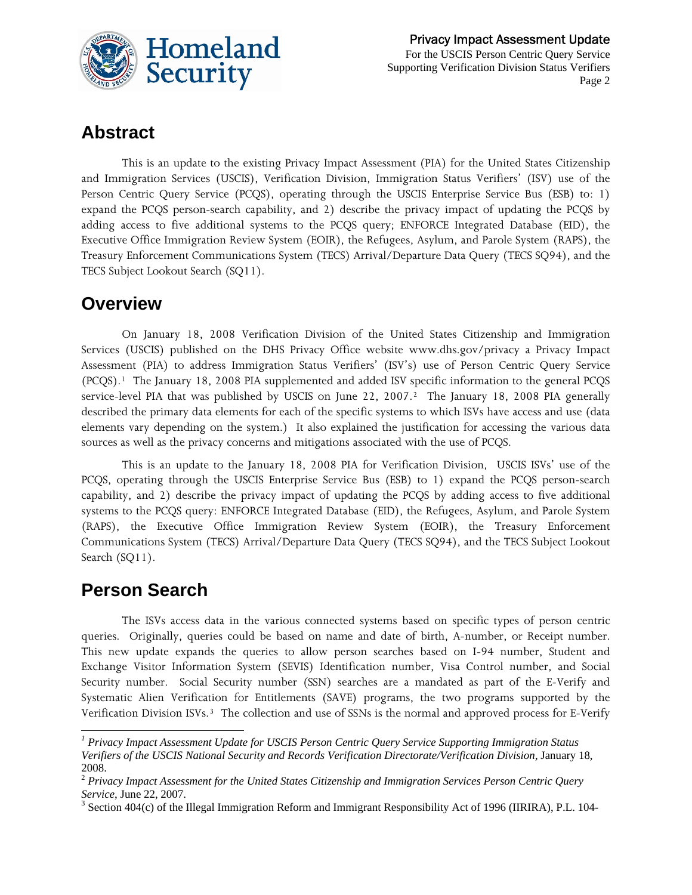## Abstract

This is an update to the existing Privacy Impact Assessment (PIA) for the United States Citizenship and Immigration Services (USCIS), Verification Division, Immigration Status Verifiers' (ISV) use of the Person Centric Query Service (PCQS), operating through the USCIS Enterprise Service Bus (ESB) to: 1) expand the PCQS person-search capability, and 2) describe the privacy impact of updating the PCQS by adding access to five additional systems to the PCQS query; ENFORCE Integrated Database (EID), the Executive Office Immigration Review System (EOIR), the Refugees, Asylum, and Parole System (RAPS), the Treasury Enforcement Communications System (TECS) Arrival/Departure Data Query (TECS SQ94), and the TECS Subject Lookout Search (SQ11).

## Overview

On January 18, 2008 Verification Division of the United States Citizenship and Immigration Services (USCIS) published on the DHS Privacy Office website www.dhs.gov/privacy a Privacy Impact Assessment (PIA) to address Immigration Status Verifiers' (ISV's) use of Person Centric Query Service (PCQS).[1] The January 18, 2008 PIA supplemented and added ISV specific information to the general PCQS service-level PIA that was published by USCIS on June 22, 2007.[2] The January 18, 2008 PIA generally described the primary data elements for each of the specific systems to which ISVs have access and use (data elements vary depending on the system.) It also explained the justification for accessing the various data sources as well as the privacy concerns and mitigations associated with the use of PCQS.

This is an update to the January 18, 2008 PIA for Verification Division, USCIS ISVs' use of the PCQS, operating through the USCIS Enterprise Service Bus (ESB) to 1) expand the PCQS person-search capability, and 2) describe the privacy impact of updating the PCQS by adding access to five additional systems to the PCQS query: ENFORCE Integrated Database (EID), the Refugees, Asylum, and Parole System (RAPS), the Executive Office Immigration Review System (EOIR), the Treasury Enforcement Communications System (TECS) Arrival/Departure Data Query (TECS SQ94), and the TECS Subject Lookout Search (SQ11).

## Person Search

The ISVs access data in the various connected systems based on specific types of person centric queries. Originally, queries could be based on name and date of birth, A-number, or Receipt number. This new update expands the queries to allow person searches based on I-94 number, Student and Exchange Visitor Information System (SEVIS) Identification number, Visa Control number, and Social Security number. Social Security number (SSN) searches are a mandated as part of the E-Verify and Systematic Alien Verification for Entitlements (SAVE) programs, the two programs supported by the Verification Division ISVs.[3] The collection and use of SSNs is the normal and approved process for E-Verify

---

[1] *Privacy Impact Assessment Update for USCIS Person Centric Query Service Supporting Immigration Status Verifiers of the USCIS National Security and Records Verification Directorate/Verification Division*, January 18, 2008.

[2] *Privacy Impact Assessment for the United States Citizenship and Immigration Services Person Centric Query Service*, June 22, 2007.

[3] Section 404(c) of the Illegal Immigration Reform and Immigrant Responsibility Act of 1996 (IIRIRA), P.L. 104-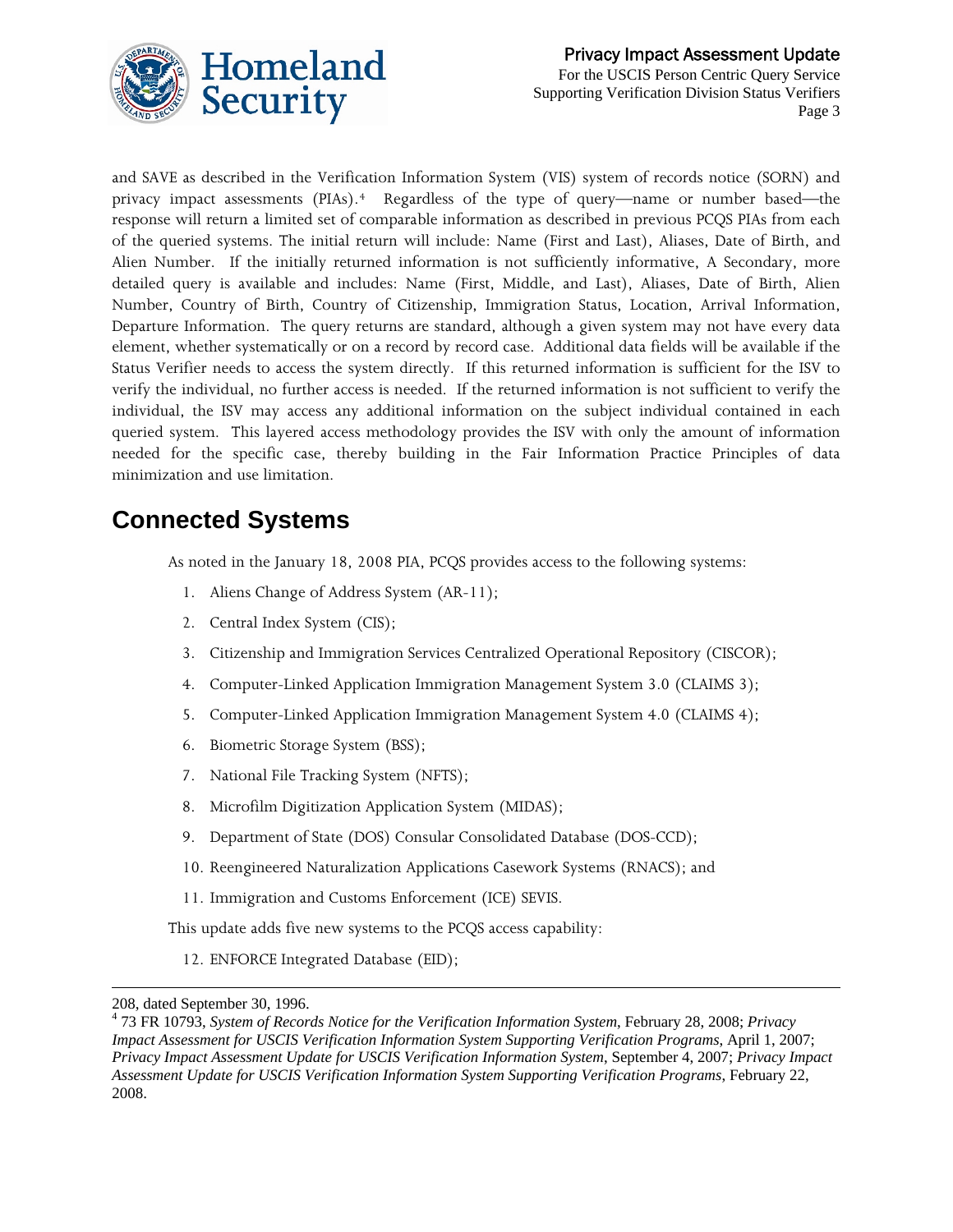and SAVE as described in the Verification Information System (VIS) system of records notice (SORN) and privacy impact assessments (PIAs).[4] Regardless of the type of query—name or number based—the response will return a limited set of comparable information as described in previous PCQS PIAs from each of the queried systems. The initial return will include: Name (First and Last), Aliases, Date of Birth, and Alien Number. If the initially returned information is not sufficiently informative, A Secondary, more detailed query is available and includes: Name (First, Middle, and Last), Aliases, Date of Birth, Alien Number, Country of Birth, Country of Citizenship, Immigration Status, Location, Arrival Information, Departure Information. The query returns are standard, although a given system may not have every data element, whether systematically or on a record by record case. Additional data fields will be available if the Status Verifier needs to access the system directly. If this returned information is sufficient for the ISV to verify the individual, no further access is needed. If the returned information is not sufficient to verify the individual, the ISV may access any additional information on the subject individual contained in each queried system. This layered access methodology provides the ISV with only the amount of information needed for the specific case, thereby building in the Fair Information Practice Principles of data minimization and use limitation.

## Connected Systems

As noted in the January 18, 2008 PIA, PCQS provides access to the following systems:

1. Aliens Change of Address System (AR-11);
2. Central Index System (CIS);
3. Citizenship and Immigration Services Centralized Operational Repository (CISCOR);
4. Computer-Linked Application Immigration Management System 3.0 (CLAIMS 3);
5. Computer-Linked Application Immigration Management System 4.0 (CLAIMS 4);
6. Biometric Storage System (BSS);
7. National File Tracking System (NFTS);
8. Microfilm Digitization Application System (MIDAS);
9. Department of State (DOS) Consular Consolidated Database (DOS-CCD);
10. Reengineered Naturalization Applications Casework Systems (RNACS); and
11. Immigration and Customs Enforcement (ICE) SEVIS.

This update adds five new systems to the PCQS access capability:

12. ENFORCE Integrated Database (EID);

---

208, dated September 30, 1996.

[4] 73 FR 10793, *System of Records Notice for the Verification Information System*, February 28, 2008; *Privacy Impact Assessment for USCIS Verification Information System Supporting Verification Programs*, April 1, 2007; *Privacy Impact Assessment Update for USCIS Verification Information System*, September 4, 2007; *Privacy Impact Assessment Update for USCIS Verification Information System Supporting Verification Programs*, February 22, 2008.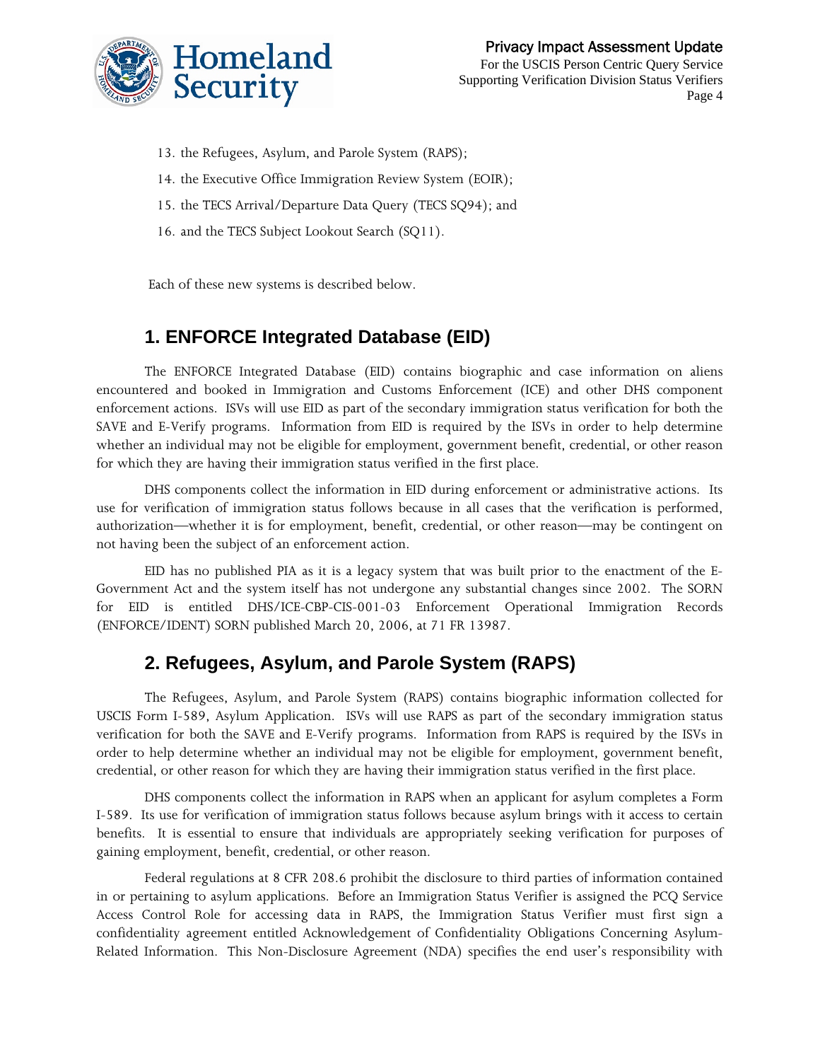13. the Refugees, Asylum, and Parole System (RAPS);
14. the Executive Office Immigration Review System (EOIR);
15. the TECS Arrival/Departure Data Query (TECS SQ94); and
16. and the TECS Subject Lookout Search (SQ11).

Each of these new systems is described below.

## 1. ENFORCE Integrated Database (EID)

The ENFORCE Integrated Database (EID) contains biographic and case information on aliens encountered and booked in Immigration and Customs Enforcement (ICE) and other DHS component enforcement actions. ISVs will use EID as part of the secondary immigration status verification for both the SAVE and E-Verify programs. Information from EID is required by the ISVs in order to help determine whether an individual may not be eligible for employment, government benefit, credential, or other reason for which they are having their immigration status verified in the first place.

DHS components collect the information in EID during enforcement or administrative actions. Its use for verification of immigration status follows because in all cases that the verification is performed, authorization—whether it is for employment, benefit, credential, or other reason—may be contingent on not having been the subject of an enforcement action.

EID has no published PIA as it is a legacy system that was built prior to the enactment of the E-Government Act and the system itself has not undergone any substantial changes since 2002. The SORN for EID is entitled DHS/ICE-CBP-CIS-001-03 Enforcement Operational Immigration Records (ENFORCE/IDENT) SORN published March 20, 2006, at 71 FR 13987.

## 2. Refugees, Asylum, and Parole System (RAPS)

The Refugees, Asylum, and Parole System (RAPS) contains biographic information collected for USCIS Form I-589, Asylum Application. ISVs will use RAPS as part of the secondary immigration status verification for both the SAVE and E-Verify programs. Information from RAPS is required by the ISVs in order to help determine whether an individual may not be eligible for employment, government benefit, credential, or other reason for which they are having their immigration status verified in the first place.

DHS components collect the information in RAPS when an applicant for asylum completes a Form I-589. Its use for verification of immigration status follows because asylum brings with it access to certain benefits. It is essential to ensure that individuals are appropriately seeking verification for purposes of gaining employment, benefit, credential, or other reason.

Federal regulations at 8 CFR 208.6 prohibit the disclosure to third parties of information contained in or pertaining to asylum applications. Before an Immigration Status Verifier is assigned the PCQ Service Access Control Role for accessing data in RAPS, the Immigration Status Verifier must first sign a confidentiality agreement entitled Acknowledgement of Confidentiality Obligations Concerning Asylum-Related Information. This Non-Disclosure Agreement (NDA) specifies the end user's responsibility with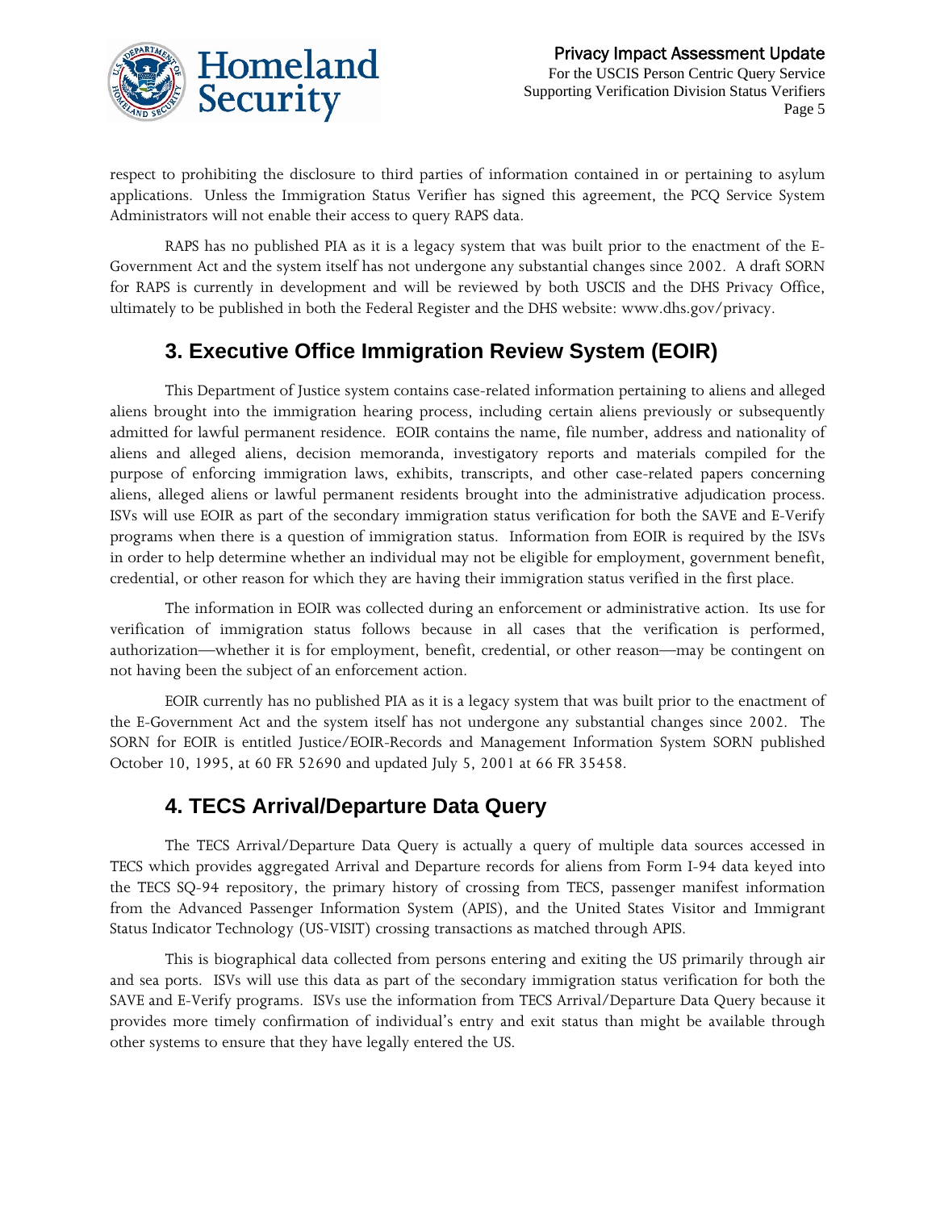respect to prohibiting the disclosure to third parties of information contained in or pertaining to asylum applications. Unless the Immigration Status Verifier has signed this agreement, the PCQ Service System Administrators will not enable their access to query RAPS data.

RAPS has no published PIA as it is a legacy system that was built prior to the enactment of the E-Government Act and the system itself has not undergone any substantial changes since 2002. A draft SORN for RAPS is currently in development and will be reviewed by both USCIS and the DHS Privacy Office, ultimately to be published in both the Federal Register and the DHS website: www.dhs.gov/privacy.

## 3. Executive Office Immigration Review System (EOIR)

This Department of Justice system contains case-related information pertaining to aliens and alleged aliens brought into the immigration hearing process, including certain aliens previously or subsequently admitted for lawful permanent residence. EOIR contains the name, file number, address and nationality of aliens and alleged aliens, decision memoranda, investigatory reports and materials compiled for the purpose of enforcing immigration laws, exhibits, transcripts, and other case-related papers concerning aliens, alleged aliens or lawful permanent residents brought into the administrative adjudication process. ISVs will use EOIR as part of the secondary immigration status verification for both the SAVE and E-Verify programs when there is a question of immigration status. Information from EOIR is required by the ISVs in order to help determine whether an individual may not be eligible for employment, government benefit, credential, or other reason for which they are having their immigration status verified in the first place.

The information in EOIR was collected during an enforcement or administrative action. Its use for verification of immigration status follows because in all cases that the verification is performed, authorization—whether it is for employment, benefit, credential, or other reason—may be contingent on not having been the subject of an enforcement action.

EOIR currently has no published PIA as it is a legacy system that was built prior to the enactment of the E-Government Act and the system itself has not undergone any substantial changes since 2002. The SORN for EOIR is entitled Justice/EOIR-Records and Management Information System SORN published October 10, 1995, at 60 FR 52690 and updated July 5, 2001 at 66 FR 35458.

## 4. TECS Arrival/Departure Data Query

The TECS Arrival/Departure Data Query is actually a query of multiple data sources accessed in TECS which provides aggregated Arrival and Departure records for aliens from Form I-94 data keyed into the TECS SQ-94 repository, the primary history of crossing from TECS, passenger manifest information from the Advanced Passenger Information System (APIS), and the United States Visitor and Immigrant Status Indicator Technology (US-VISIT) crossing transactions as matched through APIS.

This is biographical data collected from persons entering and exiting the US primarily through air and sea ports. ISVs will use this data as part of the secondary immigration status verification for both the SAVE and E-Verify programs. ISVs use the information from TECS Arrival/Departure Data Query because it provides more timely confirmation of individual's entry and exit status than might be available through other systems to ensure that they have legally entered the US.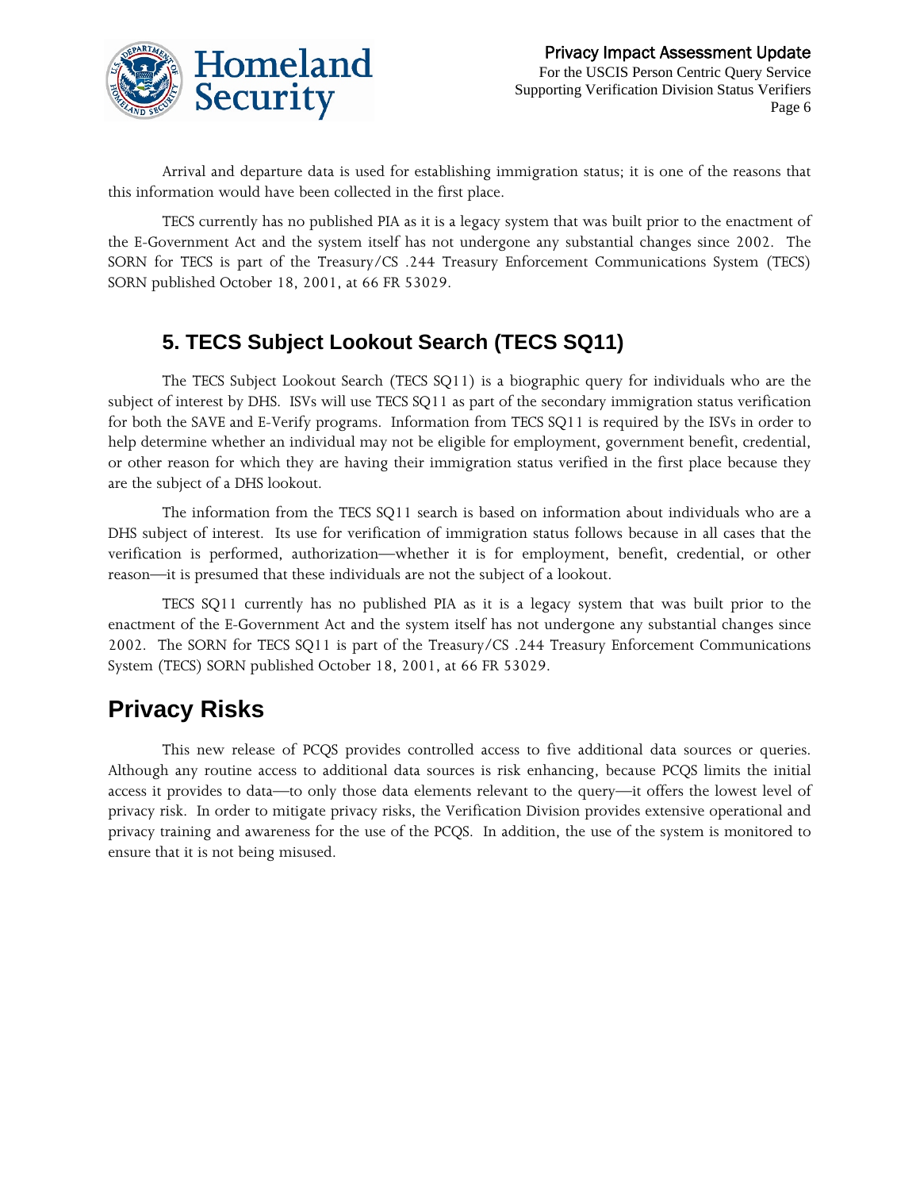Arrival and departure data is used for establishing immigration status; it is one of the reasons that this information would have been collected in the first place.

TECS currently has no published PIA as it is a legacy system that was built prior to the enactment of the E-Government Act and the system itself has not undergone any substantial changes since 2002. The SORN for TECS is part of the Treasury/CS .244 Treasury Enforcement Communications System (TECS) SORN published October 18, 2001, at 66 FR 53029.

### 5. TECS Subject Lookout Search (TECS SQ11)

The TECS Subject Lookout Search (TECS SQ11) is a biographic query for individuals who are the subject of interest by DHS. ISVs will use TECS SQ11 as part of the secondary immigration status verification for both the SAVE and E-Verify programs. Information from TECS SQ11 is required by the ISVs in order to help determine whether an individual may not be eligible for employment, government benefit, credential, or other reason for which they are having their immigration status verified in the first place because they are the subject of a DHS lookout.

The information from the TECS SQ11 search is based on information about individuals who are a DHS subject of interest. Its use for verification of immigration status follows because in all cases that the verification is performed, authorization—whether it is for employment, benefit, credential, or other reason—it is presumed that these individuals are not the subject of a lookout.

TECS SQ11 currently has no published PIA as it is a legacy system that was built prior to the enactment of the E-Government Act and the system itself has not undergone any substantial changes since 2002. The SORN for TECS SQ11 is part of the Treasury/CS .244 Treasury Enforcement Communications System (TECS) SORN published October 18, 2001, at 66 FR 53029.

## Privacy Risks

This new release of PCQS provides controlled access to five additional data sources or queries. Although any routine access to additional data sources is risk enhancing, because PCQS limits the initial access it provides to data—to only those data elements relevant to the query—it offers the lowest level of privacy risk. In order to mitigate privacy risks, the Verification Division provides extensive operational and privacy training and awareness for the use of the PCQS. In addition, the use of the system is monitored to ensure that it is not being misused.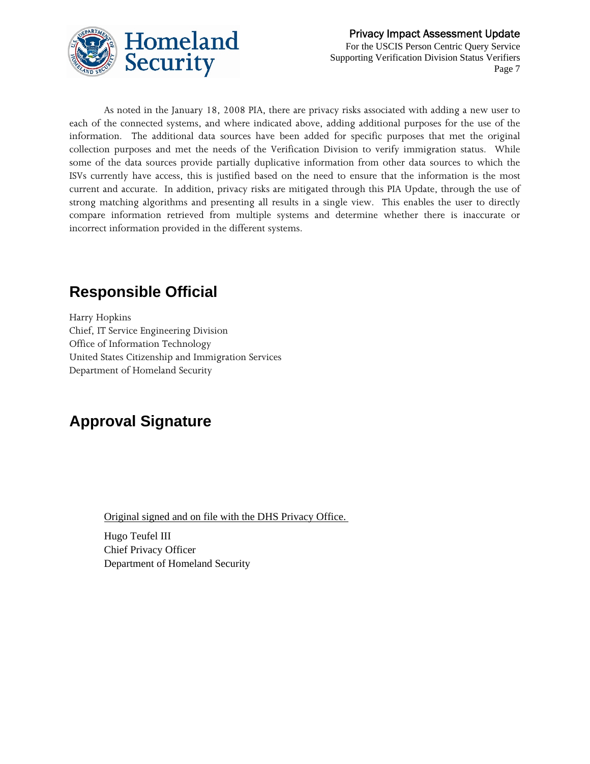As noted in the January 18, 2008 PIA, there are privacy risks associated with adding a new user to each of the connected systems, and where indicated above, adding additional purposes for the use of the information. The additional data sources have been added for specific purposes that met the original collection purposes and met the needs of the Verification Division to verify immigration status. While some of the data sources provide partially duplicative information from other data sources to which the ISVs currently have access, this is justified based on the need to ensure that the information is the most current and accurate. In addition, privacy risks are mitigated through this PIA Update, through the use of strong matching algorithms and presenting all results in a single view. This enables the user to directly compare information retrieved from multiple systems and determine whether there is inaccurate or incorrect information provided in the different systems.

## Responsible Official

Harry Hopkins
Chief, IT Service Engineering Division
Office of Information Technology
United States Citizenship and Immigration Services
Department of Homeland Security

## Approval Signature

Original signed and on file with the DHS Privacy Office.

Hugo Teufel III
Chief Privacy Officer
Department of Homeland Security